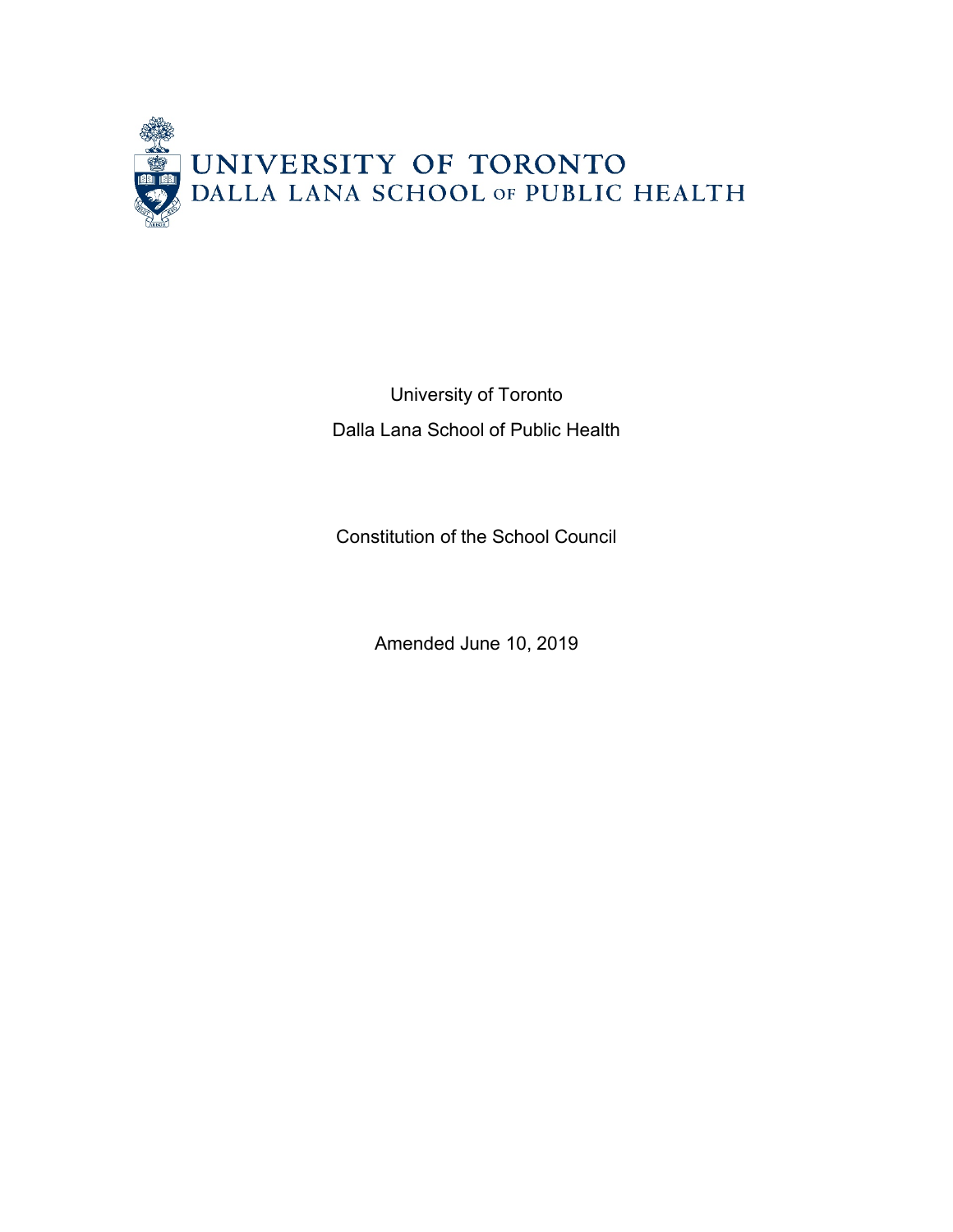UNIVERSITY OF TORONTO
DALLA LANA SCHOOL OF PUBLIC HEALTH

University of Toronto

Dalla Lana School of Public Health

Constitution of the School Council

Amended June 10, 2019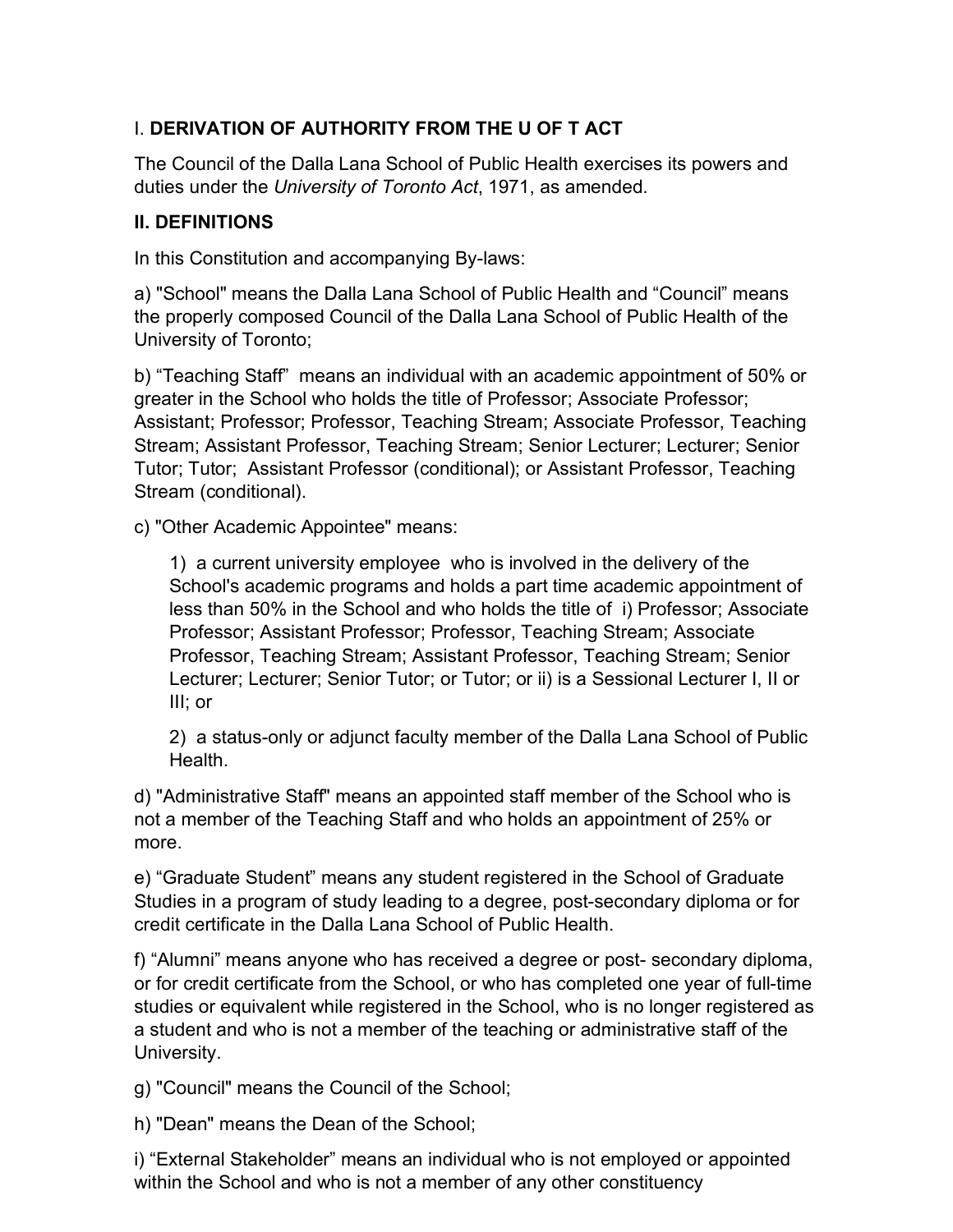## I. **DERIVATION OF AUTHORITY FROM THE U OF T ACT**

The Council of the Dalla Lana School of Public Health exercises its powers and duties under the *University of Toronto Act*, 1971, as amended.

## **II. DEFINITIONS**

In this Constitution and accompanying By-laws:

a) "School" means the Dalla Lana School of Public Health and "Council" means the properly composed Council of the Dalla Lana School of Public Health of the University of Toronto;

b) "Teaching Staff" means an individual with an academic appointment of 50% or greater in the School who holds the title of Professor; Associate Professor; Assistant; Professor; Professor, Teaching Stream; Associate Professor, Teaching Stream; Assistant Professor, Teaching Stream; Senior Lecturer; Lecturer; Senior Tutor; Tutor; Assistant Professor (conditional); or Assistant Professor, Teaching Stream (conditional).

c) "Other Academic Appointee" means:

> 1) a current university employee who is involved in the delivery of the School's academic programs and holds a part time academic appointment of less than 50% in the School and who holds the title of i) Professor; Associate Professor; Assistant Professor; Professor, Teaching Stream; Associate Professor, Teaching Stream; Assistant Professor, Teaching Stream; Senior Lecturer; Lecturer; Senior Tutor; or Tutor; or ii) is a Sessional Lecturer I, II or III; or
>
> 2) a status-only or adjunct faculty member of the Dalla Lana School of Public Health.

d) "Administrative Staff" means an appointed staff member of the School who is not a member of the Teaching Staff and who holds an appointment of 25% or more.

e) "Graduate Student" means any student registered in the School of Graduate Studies in a program of study leading to a degree, post-secondary diploma or for credit certificate in the Dalla Lana School of Public Health.

f) "Alumni" means anyone who has received a degree or post- secondary diploma, or for credit certificate from the School, or who has completed one year of full-time studies or equivalent while registered in the School, who is no longer registered as a student and who is not a member of the teaching or administrative staff of the University.

g) "Council" means the Council of the School;

h) "Dean" means the Dean of the School;

i) "External Stakeholder" means an individual who is not employed or appointed within the School and who is not a member of any other constituency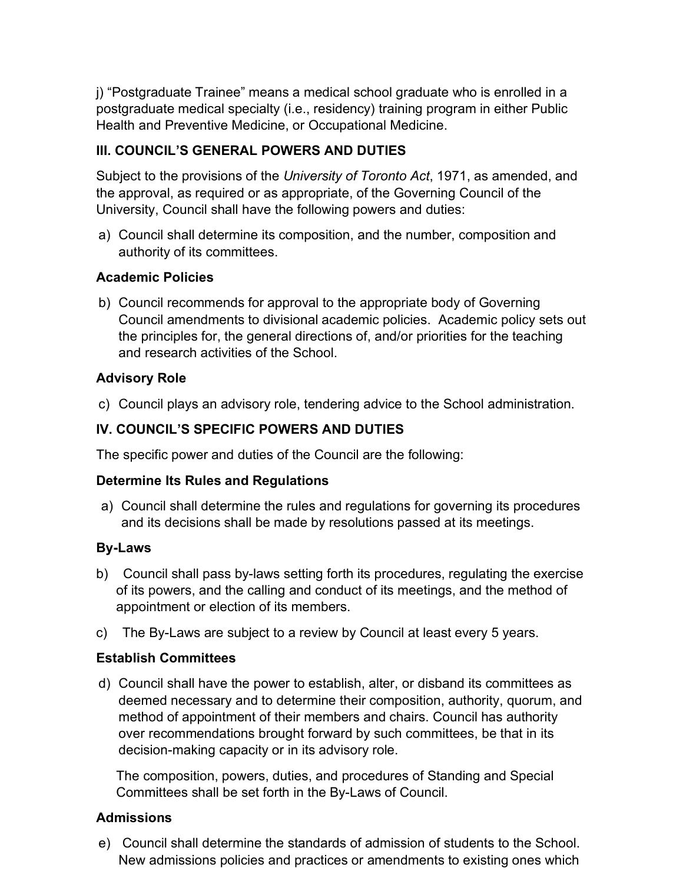j) “Postgraduate Trainee” means a medical school graduate who is enrolled in a postgraduate medical specialty (i.e., residency) training program in either Public Health and Preventive Medicine, or Occupational Medicine.

## III. COUNCIL’S GENERAL POWERS AND DUTIES

Subject to the provisions of the *University of Toronto Act*, 1971, as amended, and the approval, as required or as appropriate, of the Governing Council of the University, Council shall have the following powers and duties:

a) Council shall determine its composition, and the number, composition and authority of its committees.

### Academic Policies

b) Council recommends for approval to the appropriate body of Governing Council amendments to divisional academic policies. Academic policy sets out the principles for, the general directions of, and/or priorities for the teaching and research activities of the School.

### Advisory Role

c) Council plays an advisory role, tendering advice to the School administration.

## IV. COUNCIL’S SPECIFIC POWERS AND DUTIES

The specific power and duties of the Council are the following:

### Determine Its Rules and Regulations

a) Council shall determine the rules and regulations for governing its procedures and its decisions shall be made by resolutions passed at its meetings.

### By-Laws

b) Council shall pass by-laws setting forth its procedures, regulating the exercise of its powers, and the calling and conduct of its meetings, and the method of appointment or election of its members.

c) The By-Laws are subject to a review by Council at least every 5 years.

### Establish Committees

d) Council shall have the power to establish, alter, or disband its committees as deemed necessary and to determine their composition, authority, quorum, and method of appointment of their members and chairs. Council has authority over recommendations brought forward by such committees, be that in its decision-making capacity or in its advisory role.

The composition, powers, duties, and procedures of Standing and Special Committees shall be set forth in the By-Laws of Council.

### Admissions

e) Council shall determine the standards of admission of students to the School. New admissions policies and practices or amendments to existing ones which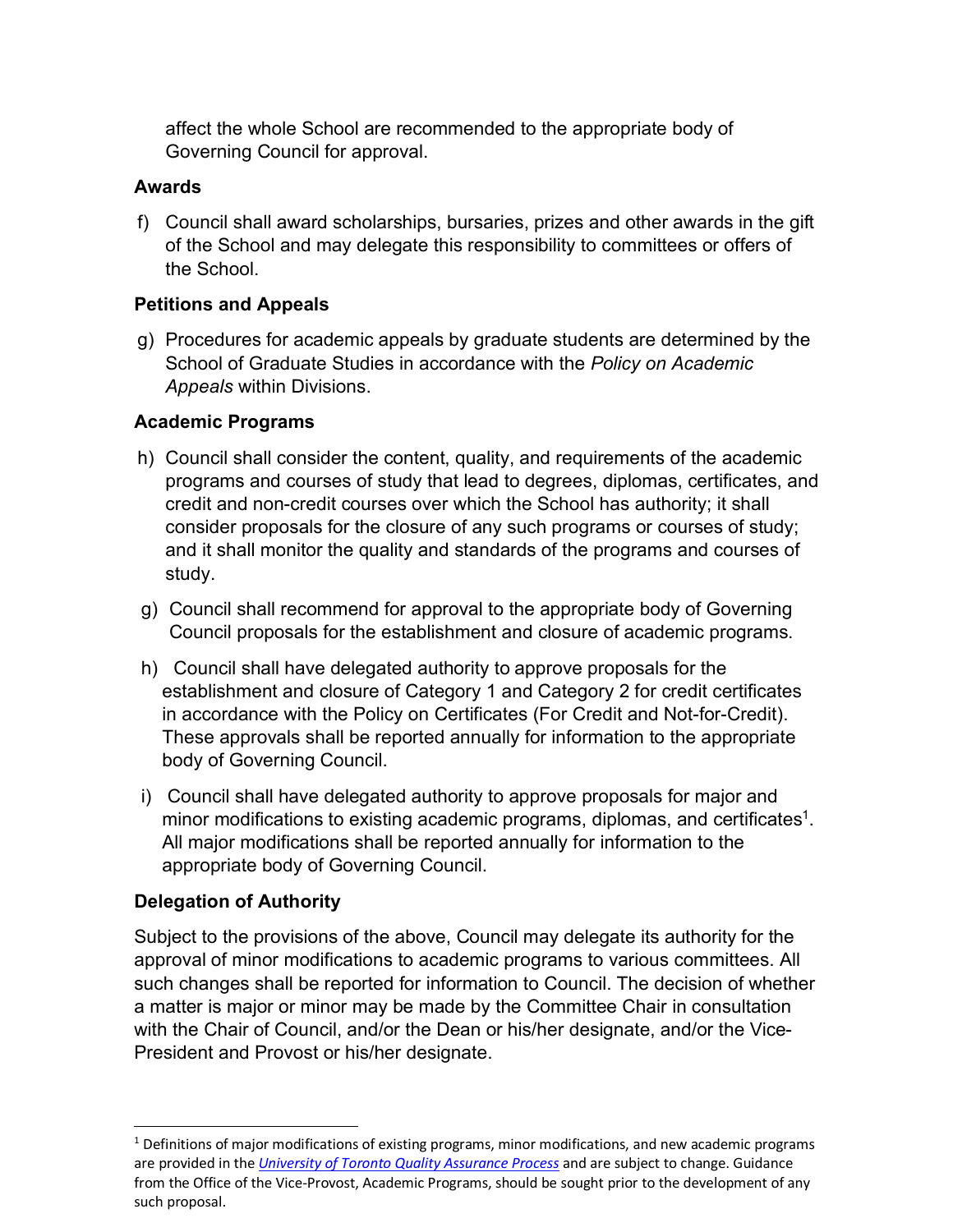affect the whole School are recommended to the appropriate body of Governing Council for approval.

### Awards

f) Council shall award scholarships, bursaries, prizes and other awards in the gift of the School and may delegate this responsibility to committees or offers of the School.

### Petitions and Appeals

g) Procedures for academic appeals by graduate students are determined by the School of Graduate Studies in accordance with the *Policy on Academic Appeals* within Divisions.

### Academic Programs

h) Council shall consider the content, quality, and requirements of the academic programs and courses of study that lead to degrees, diplomas, certificates, and credit and non-credit courses over which the School has authority; it shall consider proposals for the closure of any such programs or courses of study; and it shall monitor the quality and standards of the programs and courses of study.

g) Council shall recommend for approval to the appropriate body of Governing Council proposals for the establishment and closure of academic programs.

h) Council shall have delegated authority to approve proposals for the establishment and closure of Category 1 and Category 2 for credit certificates in accordance with the Policy on Certificates (For Credit and Not-for-Credit). These approvals shall be reported annually for information to the appropriate body of Governing Council.

i) Council shall have delegated authority to approve proposals for major and minor modifications to existing academic programs, diplomas, and certificates[1]. All major modifications shall be reported annually for information to the appropriate body of Governing Council.

### Delegation of Authority

Subject to the provisions of the above, Council may delegate its authority for the approval of minor modifications to academic programs to various committees. All such changes shall be reported for information to Council. The decision of whether a matter is major or minor may be made by the Committee Chair in consultation with the Chair of Council, and/or the Dean or his/her designate, and/or the Vice-President and Provost or his/her designate.

---

[1] Definitions of major modifications of existing programs, minor modifications, and new academic programs are provided in the *University of Toronto Quality Assurance Process* and are subject to change. Guidance from the Office of the Vice-Provost, Academic Programs, should be sought prior to the development of any such proposal.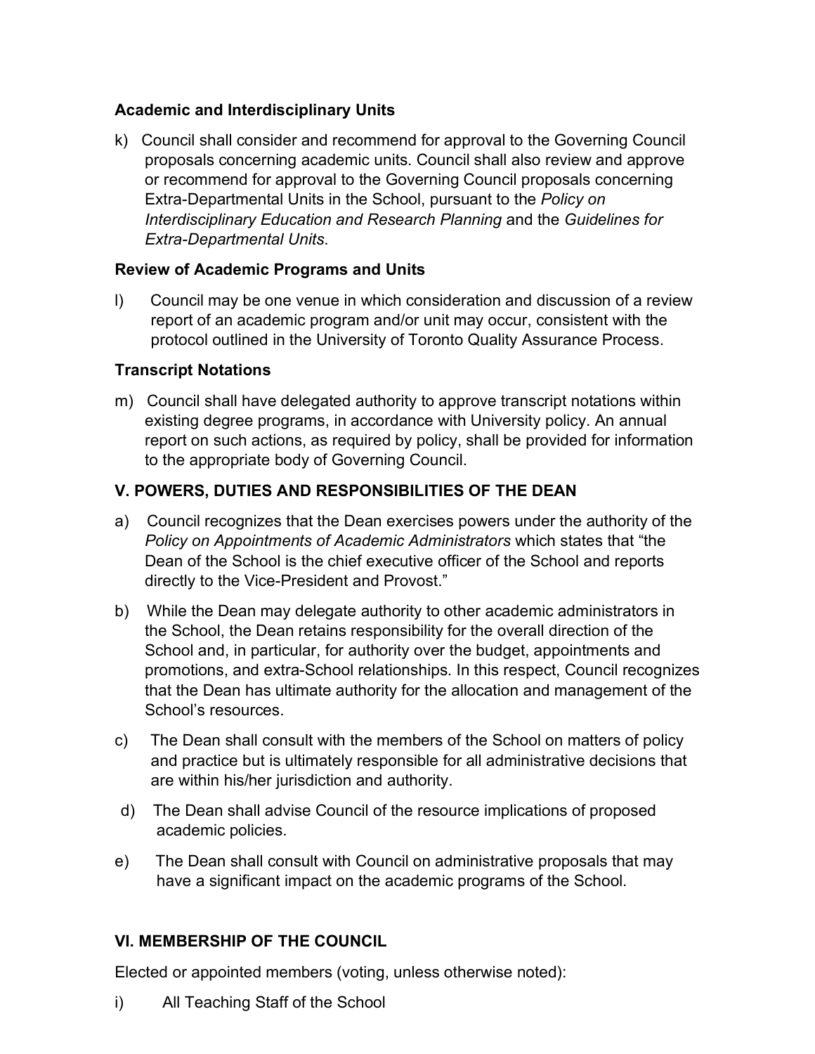**Academic and Interdisciplinary Units**

k) Council shall consider and recommend for approval to the Governing Council proposals concerning academic units. Council shall also review and approve or recommend for approval to the Governing Council proposals concerning Extra-Departmental Units in the School, pursuant to the *Policy on Interdisciplinary Education and Research Planning* and the *Guidelines for Extra-Departmental Units*.

**Review of Academic Programs and Units**

l) Council may be one venue in which consideration and discussion of a review report of an academic program and/or unit may occur, consistent with the protocol outlined in the University of Toronto Quality Assurance Process.

**Transcript Notations**

m) Council shall have delegated authority to approve transcript notations within existing degree programs, in accordance with University policy. An annual report on such actions, as required by policy, shall be provided for information to the appropriate body of Governing Council.

## V. POWERS, DUTIES AND RESPONSIBILITIES OF THE DEAN

a) Council recognizes that the Dean exercises powers under the authority of the *Policy on Appointments of Academic Administrators* which states that "the Dean of the School is the chief executive officer of the School and reports directly to the Vice-President and Provost."

b) While the Dean may delegate authority to other academic administrators in the School, the Dean retains responsibility for the overall direction of the School and, in particular, for authority over the budget, appointments and promotions, and extra-School relationships. In this respect, Council recognizes that the Dean has ultimate authority for the allocation and management of the School's resources.

c) The Dean shall consult with the members of the School on matters of policy and practice but is ultimately responsible for all administrative decisions that are within his/her jurisdiction and authority.

d) The Dean shall advise Council of the resource implications of proposed academic policies.

e) The Dean shall consult with Council on administrative proposals that may have a significant impact on the academic programs of the School.

## VI. MEMBERSHIP OF THE COUNCIL

Elected or appointed members (voting, unless otherwise noted):

i) All Teaching Staff of the School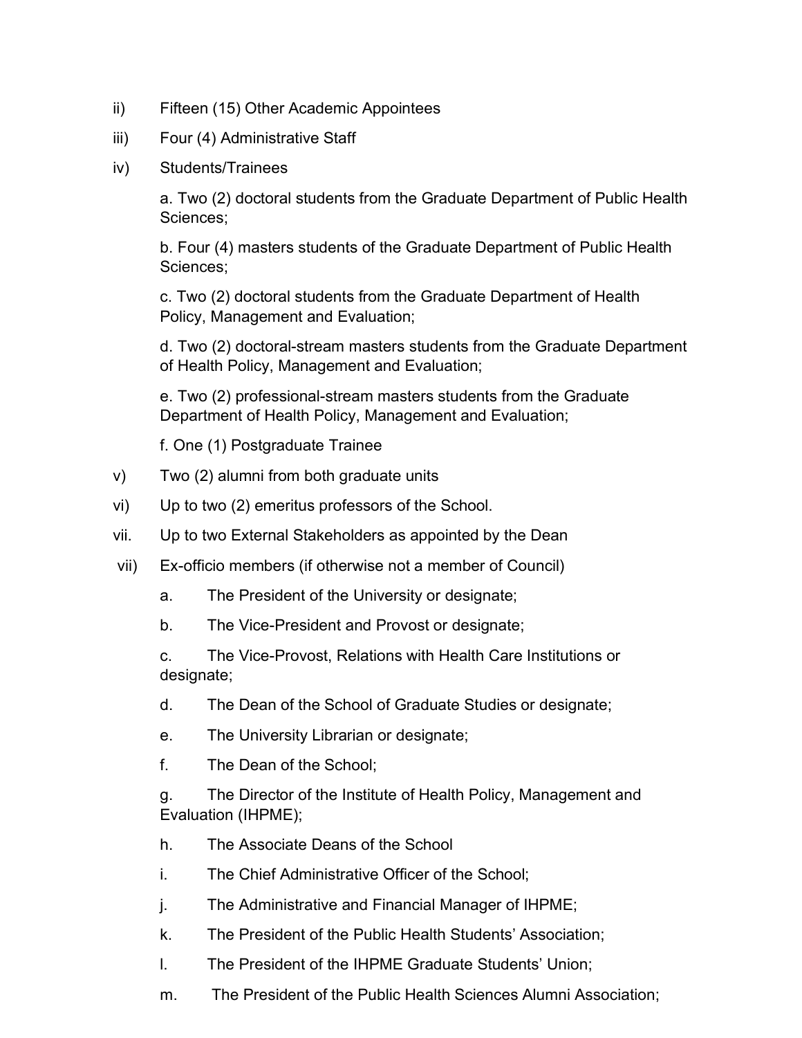ii) Fifteen (15) Other Academic Appointees

iii) Four (4) Administrative Staff

iv) Students/Trainees

a. Two (2) doctoral students from the Graduate Department of Public Health Sciences;

b. Four (4) masters students of the Graduate Department of Public Health Sciences;

c. Two (2) doctoral students from the Graduate Department of Health Policy, Management and Evaluation;

d. Two (2) doctoral-stream masters students from the Graduate Department of Health Policy, Management and Evaluation;

e. Two (2) professional-stream masters students from the Graduate Department of Health Policy, Management and Evaluation;

f. One (1) Postgraduate Trainee

v) Two (2) alumni from both graduate units

vi) Up to two (2) emeritus professors of the School.

vii. Up to two External Stakeholders as appointed by the Dean

vii) Ex-officio members (if otherwise not a member of Council)

a. The President of the University or designate;

b. The Vice-President and Provost or designate;

c. The Vice-Provost, Relations with Health Care Institutions or designate;

d. The Dean of the School of Graduate Studies or designate;

e. The University Librarian or designate;

f. The Dean of the School;

g. The Director of the Institute of Health Policy, Management and Evaluation (IHPME);

h. The Associate Deans of the School

i. The Chief Administrative Officer of the School;

j. The Administrative and Financial Manager of IHPME;

k. The President of the Public Health Students' Association;

l. The President of the IHPME Graduate Students' Union;

m. The President of the Public Health Sciences Alumni Association;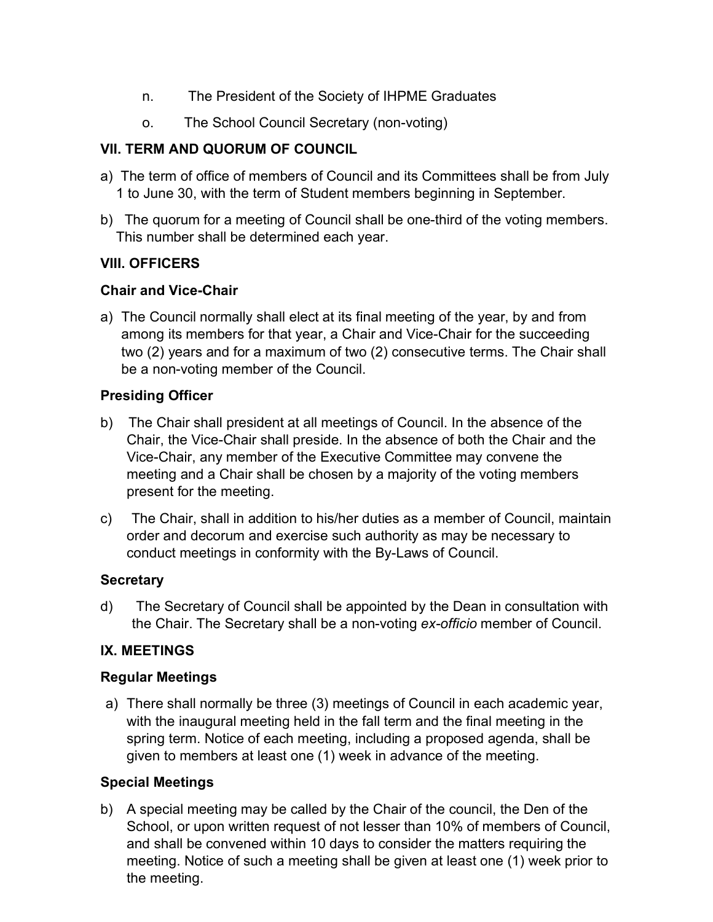n. The President of the Society of IHPME Graduates

o. The School Council Secretary (non-voting)

## VII. TERM AND QUORUM OF COUNCIL

a) The term of office of members of Council and its Committees shall be from July 1 to June 30, with the term of Student members beginning in September.

b) The quorum for a meeting of Council shall be one-third of the voting members. This number shall be determined each year.

## VIII. OFFICERS

### Chair and Vice-Chair

a) The Council normally shall elect at its final meeting of the year, by and from among its members for that year, a Chair and Vice-Chair for the succeeding two (2) years and for a maximum of two (2) consecutive terms. The Chair shall be a non-voting member of the Council.

### Presiding Officer

b) The Chair shall president at all meetings of Council. In the absence of the Chair, the Vice-Chair shall preside. In the absence of both the Chair and the Vice-Chair, any member of the Executive Committee may convene the meeting and a Chair shall be chosen by a majority of the voting members present for the meeting.

c) The Chair, shall in addition to his/her duties as a member of Council, maintain order and decorum and exercise such authority as may be necessary to conduct meetings in conformity with the By-Laws of Council.

### Secretary

d) The Secretary of Council shall be appointed by the Dean in consultation with the Chair. The Secretary shall be a non-voting *ex-officio* member of Council.

## IX. MEETINGS

### Regular Meetings

a) There shall normally be three (3) meetings of Council in each academic year, with the inaugural meeting held in the fall term and the final meeting in the spring term. Notice of each meeting, including a proposed agenda, shall be given to members at least one (1) week in advance of the meeting.

### Special Meetings

b) A special meeting may be called by the Chair of the council, the Den of the School, or upon written request of not lesser than 10% of members of Council, and shall be convened within 10 days to consider the matters requiring the meeting. Notice of such a meeting shall be given at least one (1) week prior to the meeting.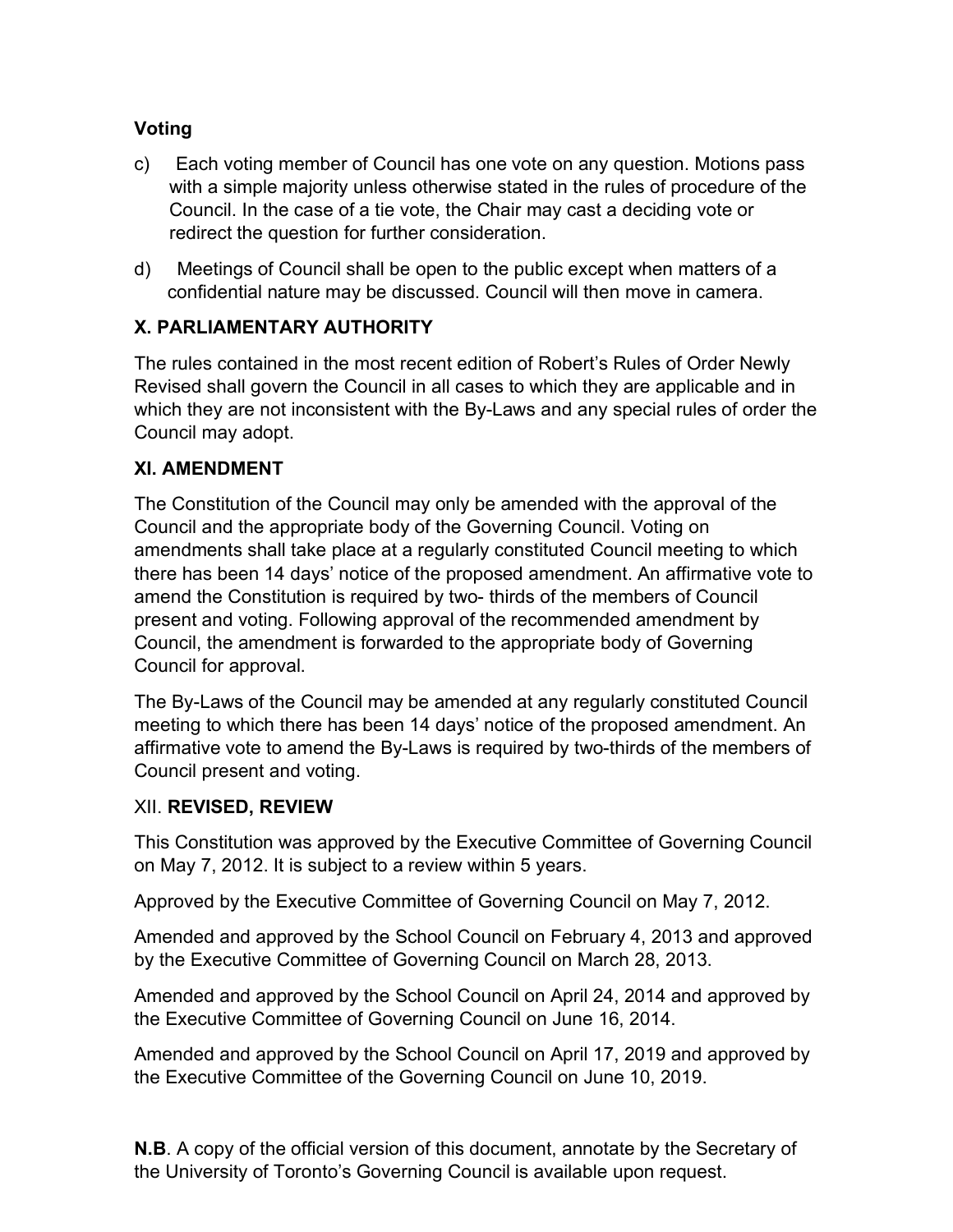**Voting**

c) Each voting member of Council has one vote on any question. Motions pass with a simple majority unless otherwise stated in the rules of procedure of the Council. In the case of a tie vote, the Chair may cast a deciding vote or redirect the question for further consideration.

d) Meetings of Council shall be open to the public except when matters of a confidential nature may be discussed. Council will then move in camera.

## X. PARLIAMENTARY AUTHORITY

The rules contained in the most recent edition of Robert's Rules of Order Newly Revised shall govern the Council in all cases to which they are applicable and in which they are not inconsistent with the By-Laws and any special rules of order the Council may adopt.

## XI. AMENDMENT

The Constitution of the Council may only be amended with the approval of the Council and the appropriate body of the Governing Council. Voting on amendments shall take place at a regularly constituted Council meeting to which there has been 14 days' notice of the proposed amendment. An affirmative vote to amend the Constitution is required by two- thirds of the members of Council present and voting. Following approval of the recommended amendment by Council, the amendment is forwarded to the appropriate body of Governing Council for approval.

The By-Laws of the Council may be amended at any regularly constituted Council meeting to which there has been 14 days' notice of the proposed amendment. An affirmative vote to amend the By-Laws is required by two-thirds of the members of Council present and voting.

## XII. **REVISED, REVIEW**

This Constitution was approved by the Executive Committee of Governing Council on May 7, 2012. It is subject to a review within 5 years.

Approved by the Executive Committee of Governing Council on May 7, 2012.

Amended and approved by the School Council on February 4, 2013 and approved by the Executive Committee of Governing Council on March 28, 2013.

Amended and approved by the School Council on April 24, 2014 and approved by the Executive Committee of Governing Council on June 16, 2014.

Amended and approved by the School Council on April 17, 2019 and approved by the Executive Committee of the Governing Council on June 10, 2019.

**N.B**. A copy of the official version of this document, annotate by the Secretary of the University of Toronto's Governing Council is available upon request.